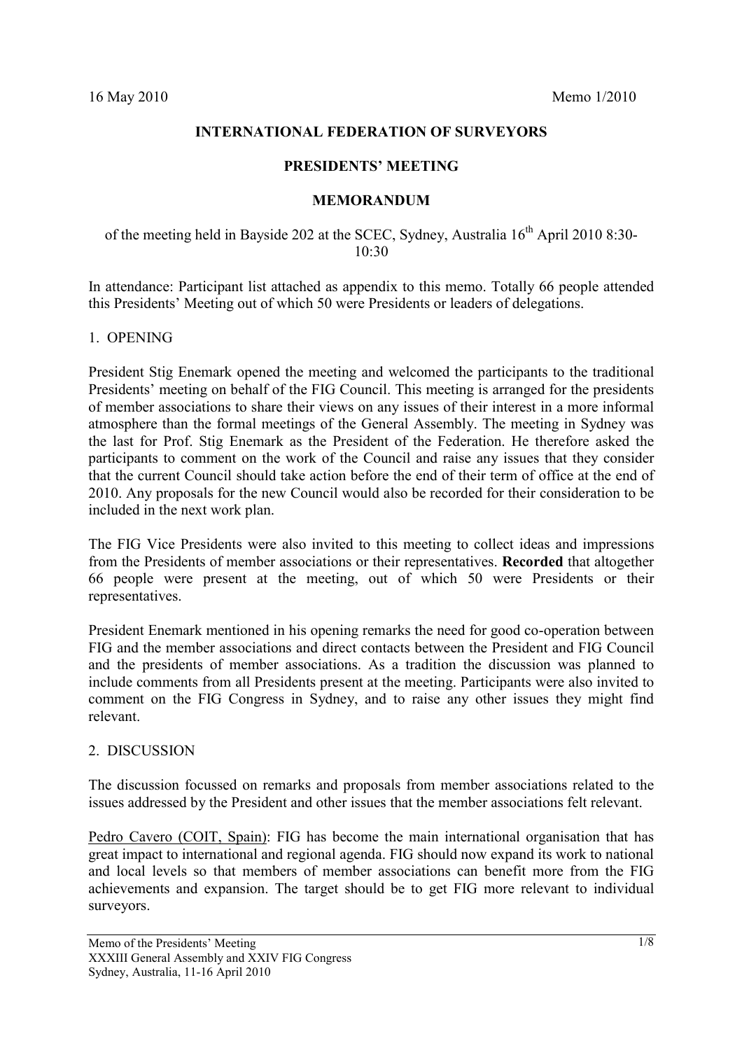16 May 2010 Memo 1/2010

**INTERNATIONAL FEDERATION OF SURVEYORS**

**PRESIDENTS' MEETING**

**MEMORANDUM**

of the meeting held in Bayside 202 at the SCEC, Sydney, Australia 16th April 2010 8:30-10:30

In attendance: Participant list attached as appendix to this memo. Totally 66 people attended this Presidents' Meeting out of which 50 were Presidents or leaders of delegations.

## 1. OPENING

President Stig Enemark opened the meeting and welcomed the participants to the traditional Presidents' meeting on behalf of the FIG Council. This meeting is arranged for the presidents of member associations to share their views on any issues of their interest in a more informal atmosphere than the formal meetings of the General Assembly. The meeting in Sydney was the last for Prof. Stig Enemark as the President of the Federation. He therefore asked the participants to comment on the work of the Council and raise any issues that they consider that the current Council should take action before the end of their term of office at the end of 2010. Any proposals for the new Council would also be recorded for their consideration to be included in the next work plan.

The FIG Vice Presidents were also invited to this meeting to collect ideas and impressions from the Presidents of member associations or their representatives. **Recorded** that altogether 66 people were present at the meeting, out of which 50 were Presidents or their representatives.

President Enemark mentioned in his opening remarks the need for good co-operation between FIG and the member associations and direct contacts between the President and FIG Council and the presidents of member associations. As a tradition the discussion was planned to include comments from all Presidents present at the meeting. Participants were also invited to comment on the FIG Congress in Sydney, and to raise any other issues they might find relevant.

## 2. DISCUSSION

The discussion focussed on remarks and proposals from member associations related to the issues addressed by the President and other issues that the member associations felt relevant.

Pedro Cavero (COIT, Spain): FIG has become the main international organisation that has great impact to international and regional agenda. FIG should now expand its work to national and local levels so that members of member associations can benefit more from the FIG achievements and expansion. The target should be to get FIG more relevant to individual surveyors.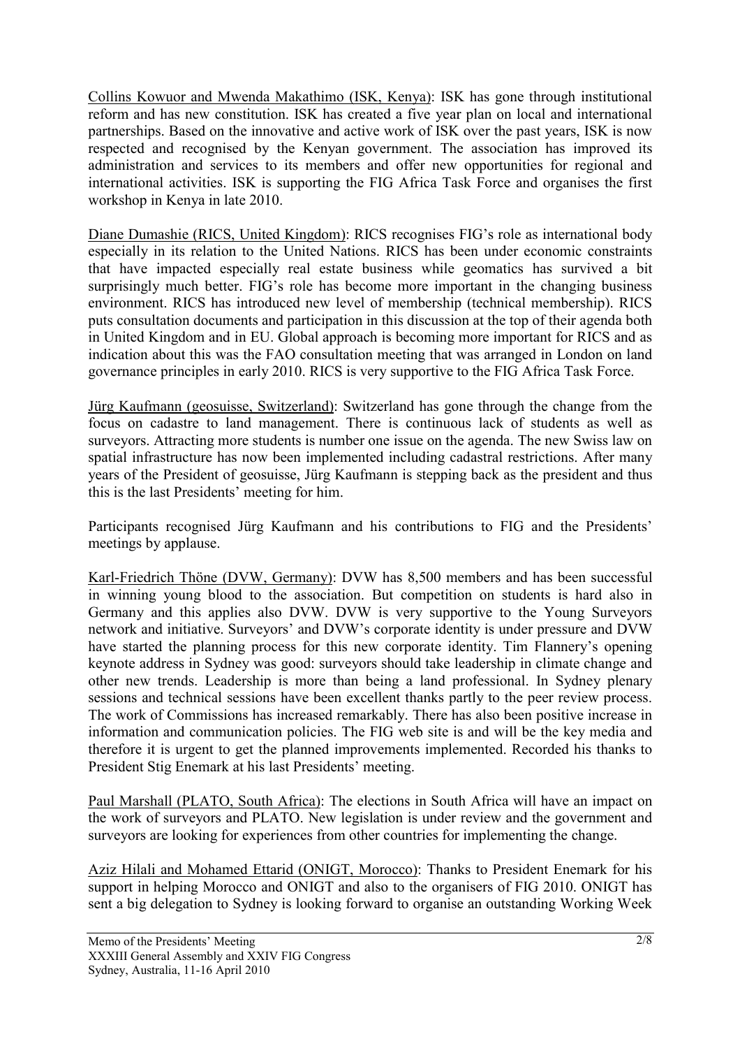Collins Kowuor and Mwenda Makathimo (ISK, Kenya): ISK has gone through institutional reform and has new constitution. ISK has created a five year plan on local and international partnerships. Based on the innovative and active work of ISK over the past years, ISK is now respected and recognised by the Kenyan government. The association has improved its administration and services to its members and offer new opportunities for regional and international activities. ISK is supporting the FIG Africa Task Force and organises the first workshop in Kenya in late 2010.

Diane Dumashie (RICS, United Kingdom): RICS recognises FIG's role as international body especially in its relation to the United Nations. RICS has been under economic constraints that have impacted especially real estate business while geomatics has survived a bit surprisingly much better. FIG's role has become more important in the changing business environment. RICS has introduced new level of membership (technical membership). RICS puts consultation documents and participation in this discussion at the top of their agenda both in United Kingdom and in EU. Global approach is becoming more important for RICS and as indication about this was the FAO consultation meeting that was arranged in London on land governance principles in early 2010. RICS is very supportive to the FIG Africa Task Force.

Jürg Kaufmann (geosuisse, Switzerland): Switzerland has gone through the change from the focus on cadastre to land management. There is continuous lack of students as well as surveyors. Attracting more students is number one issue on the agenda. The new Swiss law on spatial infrastructure has now been implemented including cadastral restrictions. After many years of the President of geosuisse, Jürg Kaufmann is stepping back as the president and thus this is the last Presidents' meeting for him.

Participants recognised Jürg Kaufmann and his contributions to FIG and the Presidents' meetings by applause.

Karl-Friedrich Thöne (DVW, Germany): DVW has 8,500 members and has been successful in winning young blood to the association. But competition on students is hard also in Germany and this applies also DVW. DVW is very supportive to the Young Surveyors network and initiative. Surveyors' and DVW's corporate identity is under pressure and DVW have started the planning process for this new corporate identity. Tim Flannery's opening keynote address in Sydney was good: surveyors should take leadership in climate change and other new trends. Leadership is more than being a land professional. In Sydney plenary sessions and technical sessions have been excellent thanks partly to the peer review process. The work of Commissions has increased remarkably. There has also been positive increase in information and communication policies. The FIG web site is and will be the key media and therefore it is urgent to get the planned improvements implemented. Recorded his thanks to President Stig Enemark at his last Presidents' meeting.

Paul Marshall (PLATO, South Africa): The elections in South Africa will have an impact on the work of surveyors and PLATO. New legislation is under review and the government and surveyors are looking for experiences from other countries for implementing the change.

Aziz Hilali and Mohamed Ettarid (ONIGT, Morocco): Thanks to President Enemark for his support in helping Morocco and ONIGT and also to the organisers of FIG 2010. ONIGT has sent a big delegation to Sydney is looking forward to organise an outstanding Working Week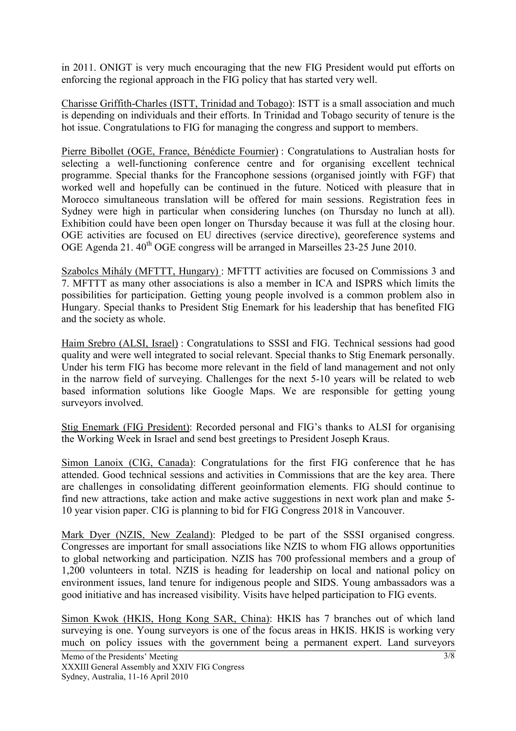in 2011. ONIGT is very much encouraging that the new FIG President would put efforts on enforcing the regional approach in the FIG policy that has started very well.

Charisse Griffith-Charles (ISTT, Trinidad and Tobago): ISTT is a small association and much is depending on individuals and their efforts. In Trinidad and Tobago security of tenure is the hot issue. Congratulations to FIG for managing the congress and support to members.

Pierre Bibollet (OGE, France, Bénédicte Fournier) : Congratulations to Australian hosts for selecting a well-functioning conference centre and for organising excellent technical programme. Special thanks for the Francophone sessions (organised jointly with FGF) that worked well and hopefully can be continued in the future. Noticed with pleasure that in Morocco simultaneous translation will be offered for main sessions. Registration fees in Sydney were high in particular when considering lunches (on Thursday no lunch at all). Exhibition could have been open longer on Thursday because it was full at the closing hour. OGE activities are focused on EU directives (service directive), georeference systems and OGE Agenda 21. 40th OGE congress will be arranged in Marseilles 23-25 June 2010.

Szabolcs Mihály (MFTTT, Hungary) : MFTTT activities are focused on Commissions 3 and 7. MFTTT as many other associations is also a member in ICA and ISPRS which limits the possibilities for participation. Getting young people involved is a common problem also in Hungary. Special thanks to President Stig Enemark for his leadership that has benefited FIG and the society as whole.

Haim Srebro (ALSI, Israel) : Congratulations to SSSI and FIG. Technical sessions had good quality and were well integrated to social relevant. Special thanks to Stig Enemark personally. Under his term FIG has become more relevant in the field of land management and not only in the narrow field of surveying. Challenges for the next 5-10 years will be related to web based information solutions like Google Maps. We are responsible for getting young surveyors involved.

Stig Enemark (FIG President): Recorded personal and FIG's thanks to ALSI for organising the Working Week in Israel and send best greetings to President Joseph Kraus.

Simon Lanoix (CIG, Canada): Congratulations for the first FIG conference that he has attended. Good technical sessions and activities in Commissions that are the key area. There are challenges in consolidating different geoinformation elements. FIG should continue to find new attractions, take action and make active suggestions in next work plan and make 5-10 year vision paper. CIG is planning to bid for FIG Congress 2018 in Vancouver.

Mark Dyer (NZIS, New Zealand): Pledged to be part of the SSSI organised congress. Congresses are important for small associations like NZIS to whom FIG allows opportunities to global networking and participation. NZIS has 700 professional members and a group of 1,200 volunteers in total. NZIS is heading for leadership on local and national policy on environment issues, land tenure for indigenous people and SIDS. Young ambassadors was a good initiative and has increased visibility. Visits have helped participation to FIG events.

Simon Kwok (HKIS, Hong Kong SAR, China): HKIS has 7 branches out of which land surveying is one. Young surveyors is one of the focus areas in HKIS. HKIS is working very much on policy issues with the government being a permanent expert. Land surveyors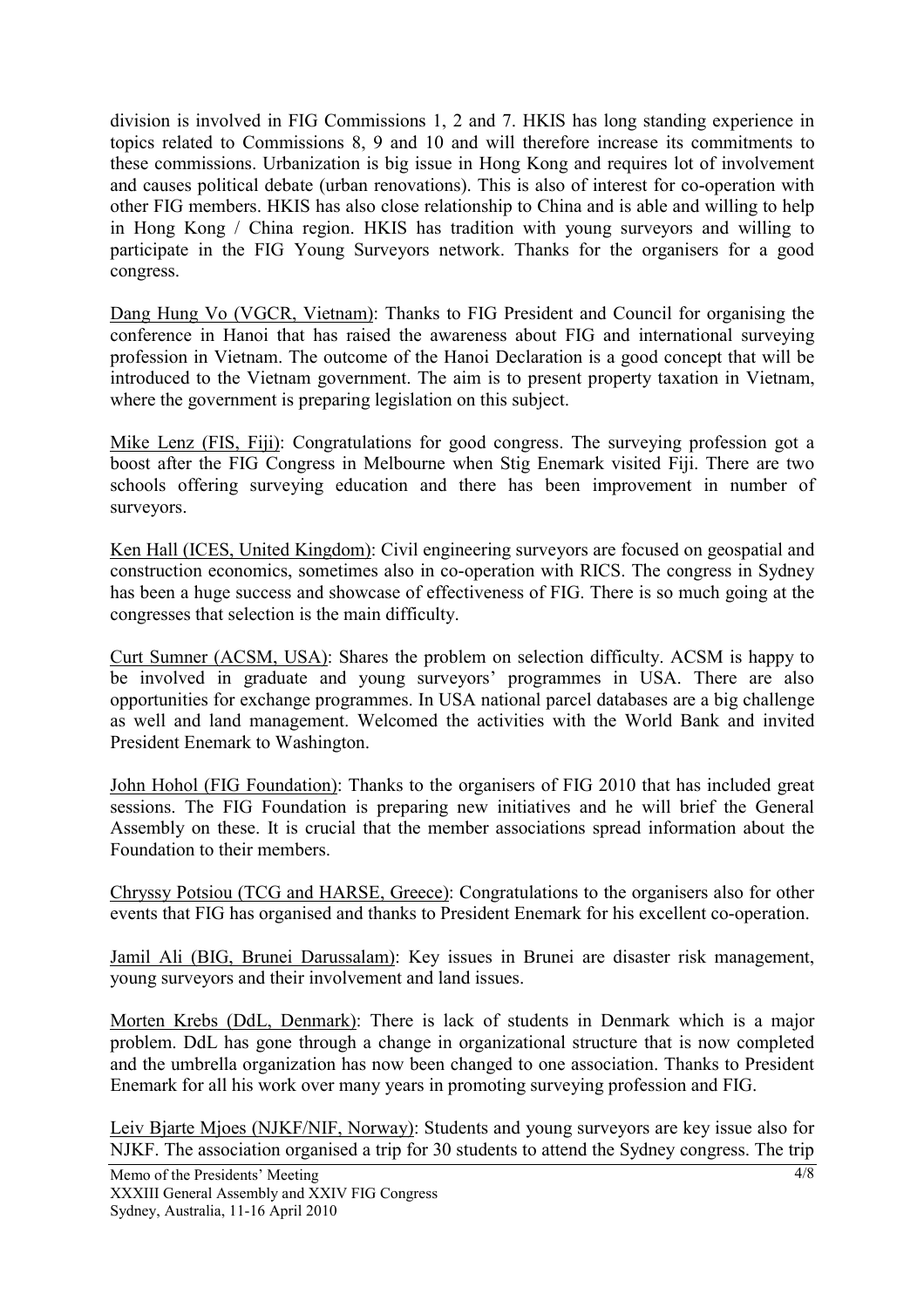division is involved in FIG Commissions 1, 2 and 7. HKIS has long standing experience in topics related to Commissions 8, 9 and 10 and will therefore increase its commitments to these commissions. Urbanization is big issue in Hong Kong and requires lot of involvement and causes political debate (urban renovations). This is also of interest for co-operation with other FIG members. HKIS has also close relationship to China and is able and willing to help in Hong Kong / China region. HKIS has tradition with young surveyors and willing to participate in the FIG Young Surveyors network. Thanks for the organisers for a good congress.

Dang Hung Vo (VGCR, Vietnam): Thanks to FIG President and Council for organising the conference in Hanoi that has raised the awareness about FIG and international surveying profession in Vietnam. The outcome of the Hanoi Declaration is a good concept that will be introduced to the Vietnam government. The aim is to present property taxation in Vietnam, where the government is preparing legislation on this subject.

Mike Lenz (FIS, Fiji): Congratulations for good congress. The surveying profession got a boost after the FIG Congress in Melbourne when Stig Enemark visited Fiji. There are two schools offering surveying education and there has been improvement in number of surveyors.

Ken Hall (ICES, United Kingdom): Civil engineering surveyors are focused on geospatial and construction economics, sometimes also in co-operation with RICS. The congress in Sydney has been a huge success and showcase of effectiveness of FIG. There is so much going at the congresses that selection is the main difficulty.

Curt Sumner (ACSM, USA): Shares the problem on selection difficulty. ACSM is happy to be involved in graduate and young surveyors' programmes in USA. There are also opportunities for exchange programmes. In USA national parcel databases are a big challenge as well and land management. Welcomed the activities with the World Bank and invited President Enemark to Washington.

John Hohol (FIG Foundation): Thanks to the organisers of FIG 2010 that has included great sessions. The FIG Foundation is preparing new initiatives and he will brief the General Assembly on these. It is crucial that the member associations spread information about the Foundation to their members.

Chryssy Potsiou (TCG and HARSE, Greece): Congratulations to the organisers also for other events that FIG has organised and thanks to President Enemark for his excellent co-operation.

Jamil Ali (BIG, Brunei Darussalam): Key issues in Brunei are disaster risk management, young surveyors and their involvement and land issues.

Morten Krebs (DdL, Denmark): There is lack of students in Denmark which is a major problem. DdL has gone through a change in organizational structure that is now completed and the umbrella organization has now been changed to one association. Thanks to President Enemark for all his work over many years in promoting surveying profession and FIG.

Leiv Bjarte Mjoes (NJKF/NIF, Norway): Students and young surveyors are key issue also for NJKF. The association organised a trip for 30 students to attend the Sydney congress. The trip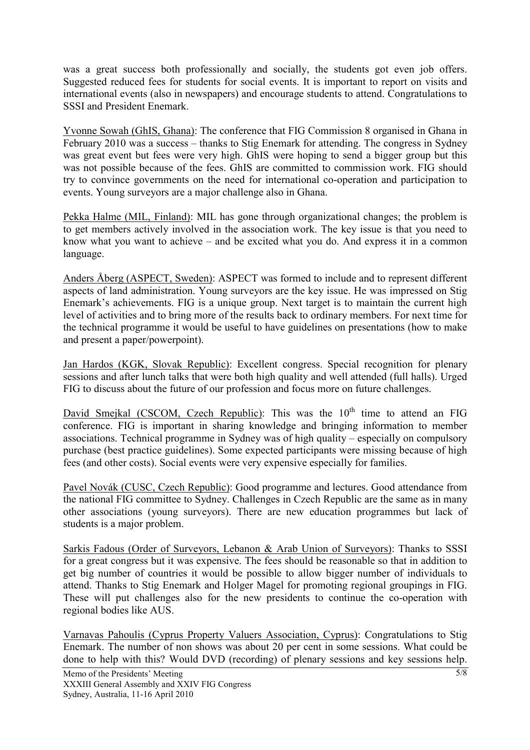was a great success both professionally and socially, the students got even job offers. Suggested reduced fees for students for social events. It is important to report on visits and international events (also in newspapers) and encourage students to attend. Congratulations to SSSI and President Enemark.

Yvonne Sowah (GhIS, Ghana): The conference that FIG Commission 8 organised in Ghana in February 2010 was a success – thanks to Stig Enemark for attending. The congress in Sydney was great event but fees were very high. GhIS were hoping to send a bigger group but this was not possible because of the fees. GhIS are committed to commission work. FIG should try to convince governments on the need for international co-operation and participation to events. Young surveyors are a major challenge also in Ghana.

Pekka Halme (MIL, Finland): MIL has gone through organizational changes; the problem is to get members actively involved in the association work. The key issue is that you need to know what you want to achieve – and be excited what you do. And express it in a common language.

Anders Åberg (ASPECT, Sweden): ASPECT was formed to include and to represent different aspects of land administration. Young surveyors are the key issue. He was impressed on Stig Enemark's achievements. FIG is a unique group. Next target is to maintain the current high level of activities and to bring more of the results back to ordinary members. For next time for the technical programme it would be useful to have guidelines on presentations (how to make and present a paper/powerpoint).

Jan Hardos (KGK, Slovak Republic): Excellent congress. Special recognition for plenary sessions and after lunch talks that were both high quality and well attended (full halls). Urged FIG to discuss about the future of our profession and focus more on future challenges.

David Smejkal (CSCOM, Czech Republic): This was the 10th time to attend an FIG conference. FIG is important in sharing knowledge and bringing information to member associations. Technical programme in Sydney was of high quality – especially on compulsory purchase (best practice guidelines). Some expected participants were missing because of high fees (and other costs). Social events were very expensive especially for families.

Pavel Novák (CUSC, Czech Republic): Good programme and lectures. Good attendance from the national FIG committee to Sydney. Challenges in Czech Republic are the same as in many other associations (young surveyors). There are new education programmes but lack of students is a major problem.

Sarkis Fadous (Order of Surveyors, Lebanon & Arab Union of Surveyors): Thanks to SSSI for a great congress but it was expensive. The fees should be reasonable so that in addition to get big number of countries it would be possible to allow bigger number of individuals to attend. Thanks to Stig Enemark and Holger Magel for promoting regional groupings in FIG. These will put challenges also for the new presidents to continue the co-operation with regional bodies like AUS.

Varnavas Pahoulis (Cyprus Property Valuers Association, Cyprus): Congratulations to Stig Enemark. The number of non shows was about 20 per cent in some sessions. What could be done to help with this? Would DVD (recording) of plenary sessions and key sessions help.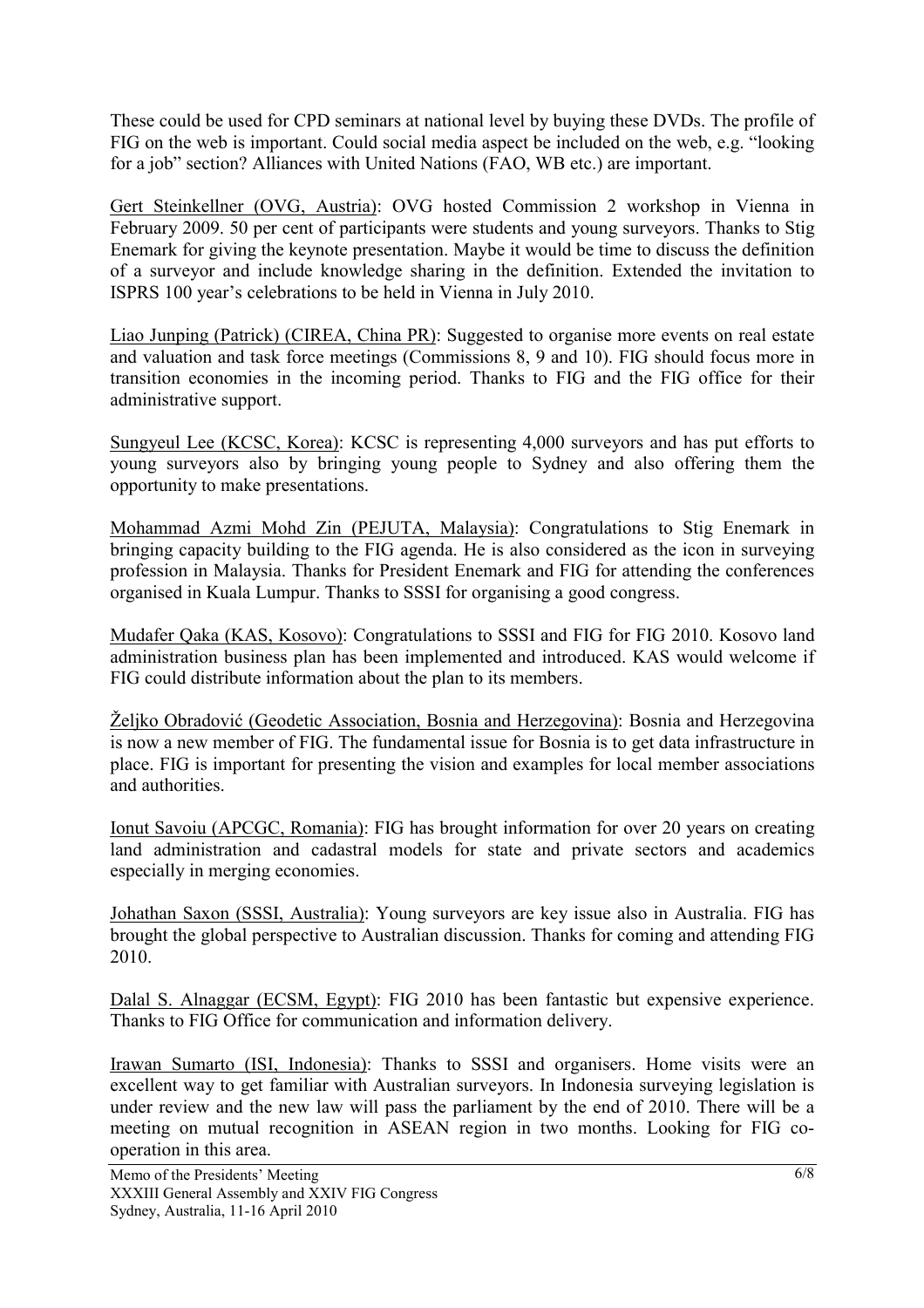These could be used for CPD seminars at national level by buying these DVDs. The profile of FIG on the web is important. Could social media aspect be included on the web, e.g. "looking for a job" section? Alliances with United Nations (FAO, WB etc.) are important.

Gert Steinkellner (OVG, Austria): OVG hosted Commission 2 workshop in Vienna in February 2009. 50 per cent of participants were students and young surveyors. Thanks to Stig Enemark for giving the keynote presentation. Maybe it would be time to discuss the definition of a surveyor and include knowledge sharing in the definition. Extended the invitation to ISPRS 100 year's celebrations to be held in Vienna in July 2010.

Liao Junping (Patrick) (CIREA, China PR): Suggested to organise more events on real estate and valuation and task force meetings (Commissions 8, 9 and 10). FIG should focus more in transition economies in the incoming period. Thanks to FIG and the FIG office for their administrative support.

Sungyeul Lee (KCSC, Korea): KCSC is representing 4,000 surveyors and has put efforts to young surveyors also by bringing young people to Sydney and also offering them the opportunity to make presentations.

Mohammad Azmi Mohd Zin (PEJUTA, Malaysia): Congratulations to Stig Enemark in bringing capacity building to the FIG agenda. He is also considered as the icon in surveying profession in Malaysia. Thanks for President Enemark and FIG for attending the conferences organised in Kuala Lumpur. Thanks to SSSI for organising a good congress.

Mudafer Qaka (KAS, Kosovo): Congratulations to SSSI and FIG for FIG 2010. Kosovo land administration business plan has been implemented and introduced. KAS would welcome if FIG could distribute information about the plan to its members.

Željko Obradović (Geodetic Association, Bosnia and Herzegovina): Bosnia and Herzegovina is now a new member of FIG. The fundamental issue for Bosnia is to get data infrastructure in place. FIG is important for presenting the vision and examples for local member associations and authorities.

Ionut Savoiu (APCGC, Romania): FIG has brought information for over 20 years on creating land administration and cadastral models for state and private sectors and academics especially in merging economies.

Johathan Saxon (SSSI, Australia): Young surveyors are key issue also in Australia. FIG has brought the global perspective to Australian discussion. Thanks for coming and attending FIG 2010.

Dalal S. Alnaggar (ECSM, Egypt): FIG 2010 has been fantastic but expensive experience. Thanks to FIG Office for communication and information delivery.

Irawan Sumarto (ISI, Indonesia): Thanks to SSSI and organisers. Home visits were an excellent way to get familiar with Australian surveyors. In Indonesia surveying legislation is under review and the new law will pass the parliament by the end of 2010. There will be a meeting on mutual recognition in ASEAN region in two months. Looking for FIG co-operation in this area.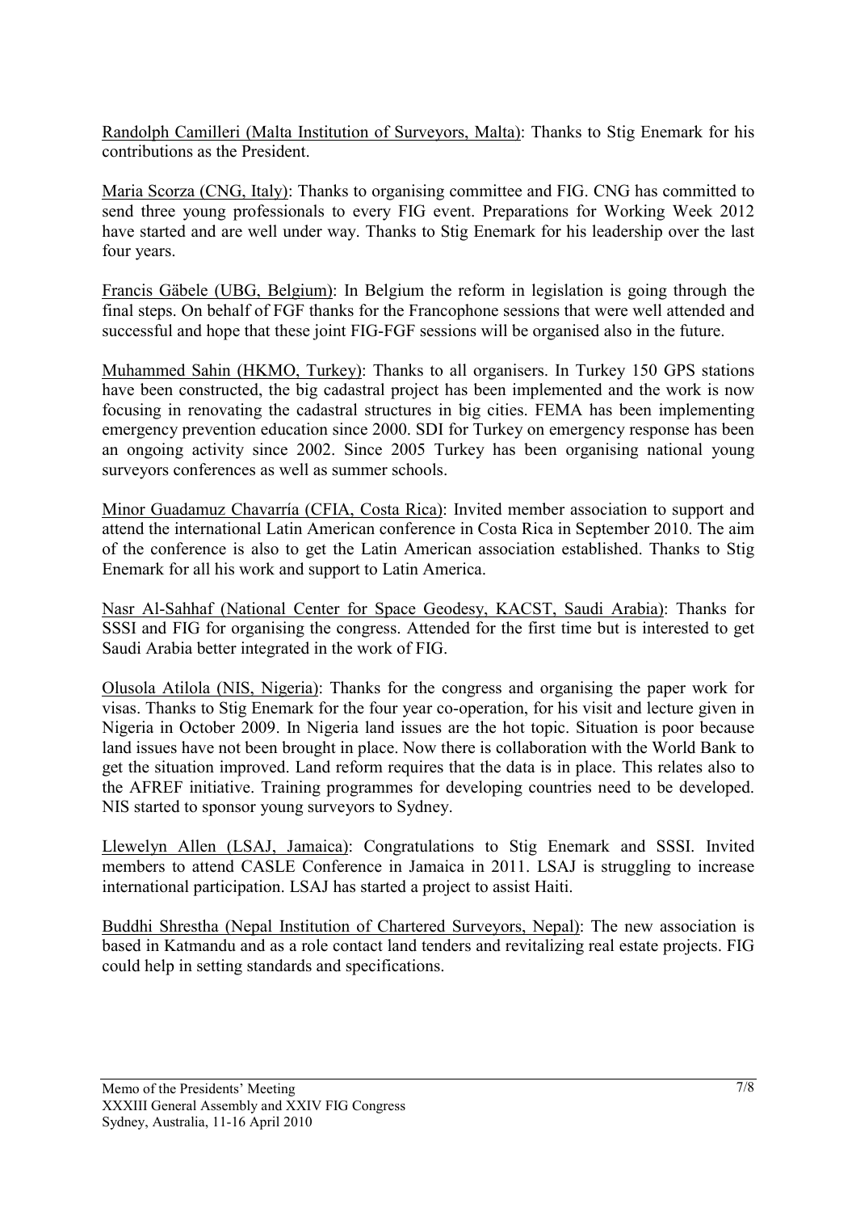Randolph Camilleri (Malta Institution of Surveyors, Malta): Thanks to Stig Enemark for his contributions as the President.

Maria Scorza (CNG, Italy): Thanks to organising committee and FIG. CNG has committed to send three young professionals to every FIG event. Preparations for Working Week 2012 have started and are well under way. Thanks to Stig Enemark for his leadership over the last four years.

Francis Gäbele (UBG, Belgium): In Belgium the reform in legislation is going through the final steps. On behalf of FGF thanks for the Francophone sessions that were well attended and successful and hope that these joint FIG-FGF sessions will be organised also in the future.

Muhammed Sahin (HKMO, Turkey): Thanks to all organisers. In Turkey 150 GPS stations have been constructed, the big cadastral project has been implemented and the work is now focusing in renovating the cadastral structures in big cities. FEMA has been implementing emergency prevention education since 2000. SDI for Turkey on emergency response has been an ongoing activity since 2002. Since 2005 Turkey has been organising national young surveyors conferences as well as summer schools.

Minor Guadamuz Chavarría (CFIA, Costa Rica): Invited member association to support and attend the international Latin American conference in Costa Rica in September 2010. The aim of the conference is also to get the Latin American association established. Thanks to Stig Enemark for all his work and support to Latin America.

Nasr Al-Sahhaf (National Center for Space Geodesy, KACST, Saudi Arabia): Thanks for SSSI and FIG for organising the congress. Attended for the first time but is interested to get Saudi Arabia better integrated in the work of FIG.

Olusola Atilola (NIS, Nigeria): Thanks for the congress and organising the paper work for visas. Thanks to Stig Enemark for the four year co-operation, for his visit and lecture given in Nigeria in October 2009. In Nigeria land issues are the hot topic. Situation is poor because land issues have not been brought in place. Now there is collaboration with the World Bank to get the situation improved. Land reform requires that the data is in place. This relates also to the AFREF initiative. Training programmes for developing countries need to be developed. NIS started to sponsor young surveyors to Sydney.

Llewelyn Allen (LSAJ, Jamaica): Congratulations to Stig Enemark and SSSI. Invited members to attend CASLE Conference in Jamaica in 2011. LSAJ is struggling to increase international participation. LSAJ has started a project to assist Haiti.

Buddhi Shrestha (Nepal Institution of Chartered Surveyors, Nepal): The new association is based in Katmandu and as a role contact land tenders and revitalizing real estate projects. FIG could help in setting standards and specifications.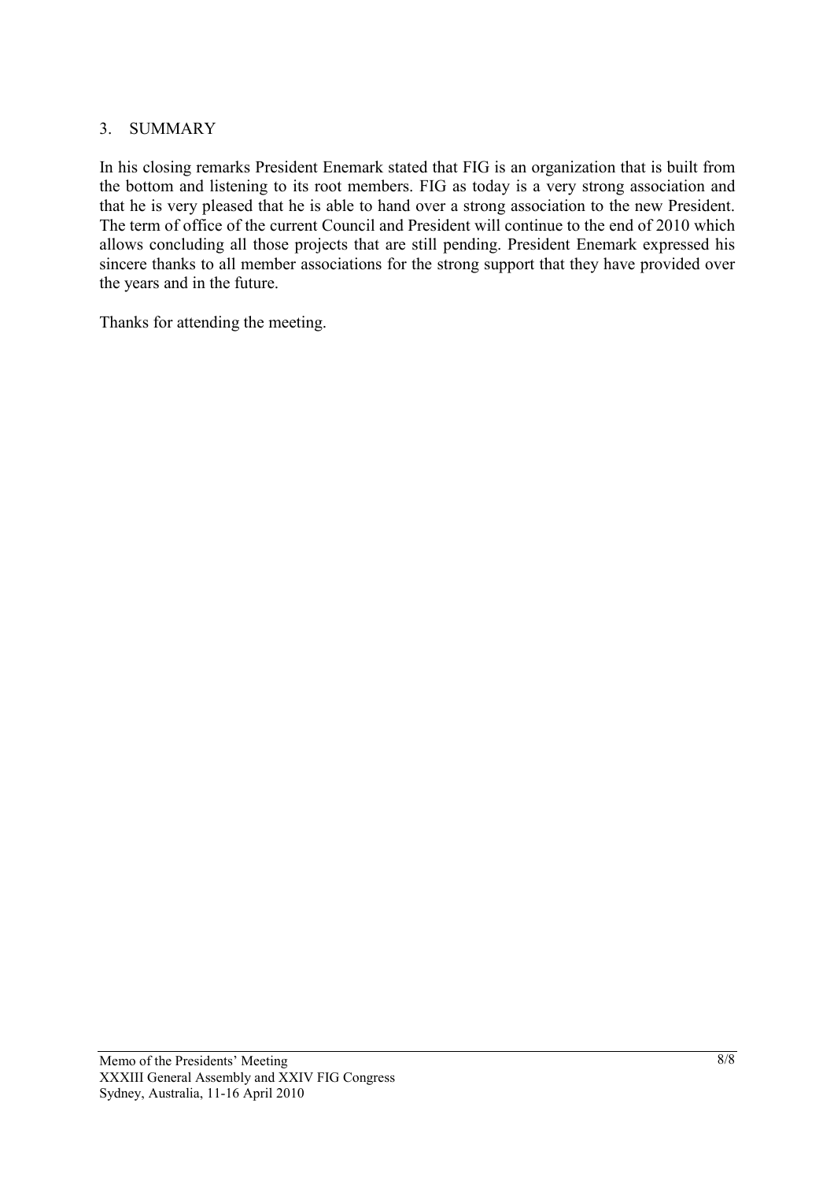## 3. SUMMARY

In his closing remarks President Enemark stated that FIG is an organization that is built from the bottom and listening to its root members. FIG as today is a very strong association and that he is very pleased that he is able to hand over a strong association to the new President. The term of office of the current Council and President will continue to the end of 2010 which allows concluding all those projects that are still pending. President Enemark expressed his sincere thanks to all member associations for the strong support that they have provided over the years and in the future.

Thanks for attending the meeting.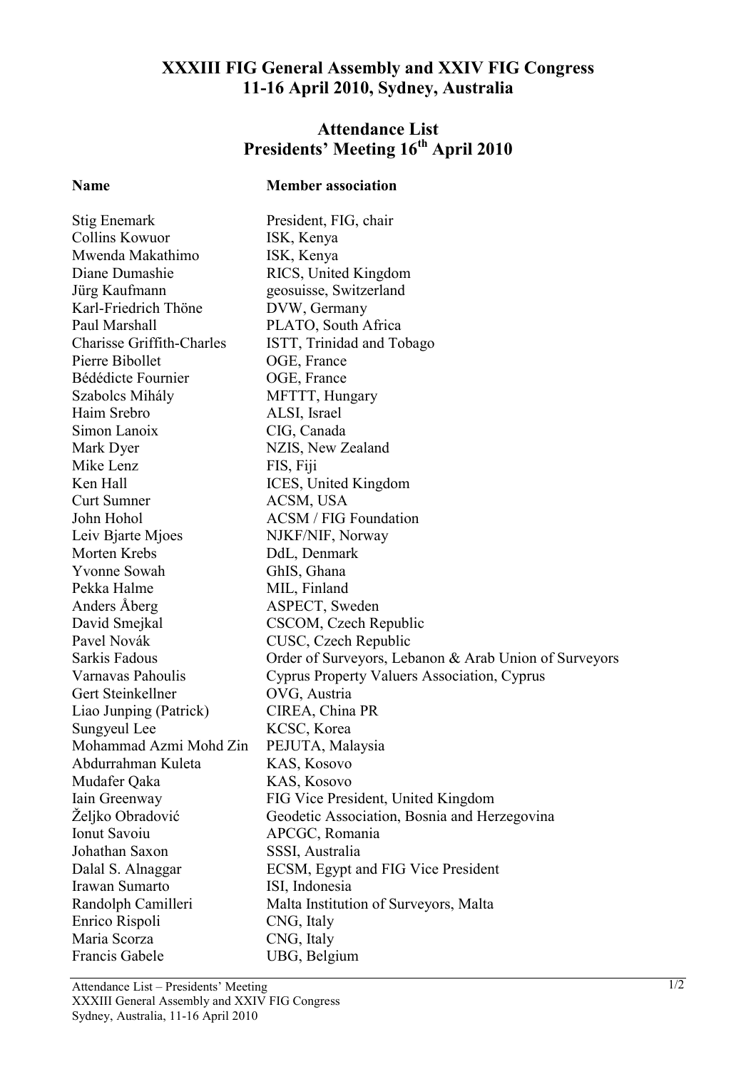# XXXIII FIG General Assembly and XXIV FIG Congress
# 11-16 April 2010, Sydney, Australia

## Attendance List
## Presidents' Meeting 16th April 2010

| Name | Member association |
|---|---|
| Stig Enemark | President, FIG, chair |
| Collins Kowuor | ISK, Kenya |
| Mwenda Makathimo | ISK, Kenya |
| Diane Dumashie | RICS, United Kingdom |
| Jürg Kaufmann | geosuisse, Switzerland |
| Karl-Friedrich Thöne | DVW, Germany |
| Paul Marshall | PLATO, South Africa |
| Charisse Griffith-Charles | ISTT, Trinidad and Tobago |
| Pierre Bibollet | OGE, France |
| Bédédicte Fournier | OGE, France |
| Szabolcs Mihály | MFTTT, Hungary |
| Haim Srebro | ALSI, Israel |
| Simon Lanoix | CIG, Canada |
| Mark Dyer | NZIS, New Zealand |
| Mike Lenz | FIS, Fiji |
| Ken Hall | ICES, United Kingdom |
| Curt Sumner | ACSM, USA |
| John Hohol | ACSM / FIG Foundation |
| Leiv Bjarte Mjoes | NJKF/NIF, Norway |
| Morten Krebs | DdL, Denmark |
| Yvonne Sowah | GhIS, Ghana |
| Pekka Halme | MIL, Finland |
| Anders Åberg | ASPECT, Sweden |
| David Smejkal | CSCOM, Czech Republic |
| Pavel Novák | CUSC, Czech Republic |
| Sarkis Fadous | Order of Surveyors, Lebanon & Arab Union of Surveyors |
| Varnavas Pahoulis | Cyprus Property Valuers Association, Cyprus |
| Gert Steinkellner | OVG, Austria |
| Liao Junping (Patrick) | CIREA, China PR |
| Sungyeul Lee | KCSC, Korea |
| Mohammad Azmi Mohd Zin | PEJUTA, Malaysia |
| Abdurrahman Kuleta | KAS, Kosovo |
| Mudafer Qaka | KAS, Kosovo |
| Iain Greenway | FIG Vice President, United Kingdom |
| Željko Obradović | Geodetic Association, Bosnia and Herzegovina |
| Ionut Savoiu | APCGC, Romania |
| Johathan Saxon | SSSI, Australia |
| Dalal S. Alnaggar | ECSM, Egypt and FIG Vice President |
| Irawan Sumarto | ISI, Indonesia |
| Randolph Camilleri | Malta Institution of Surveyors, Malta |
| Enrico Rispoli | CNG, Italy |
| Maria Scorza | CNG, Italy |
| Francis Gabele | UBG, Belgium |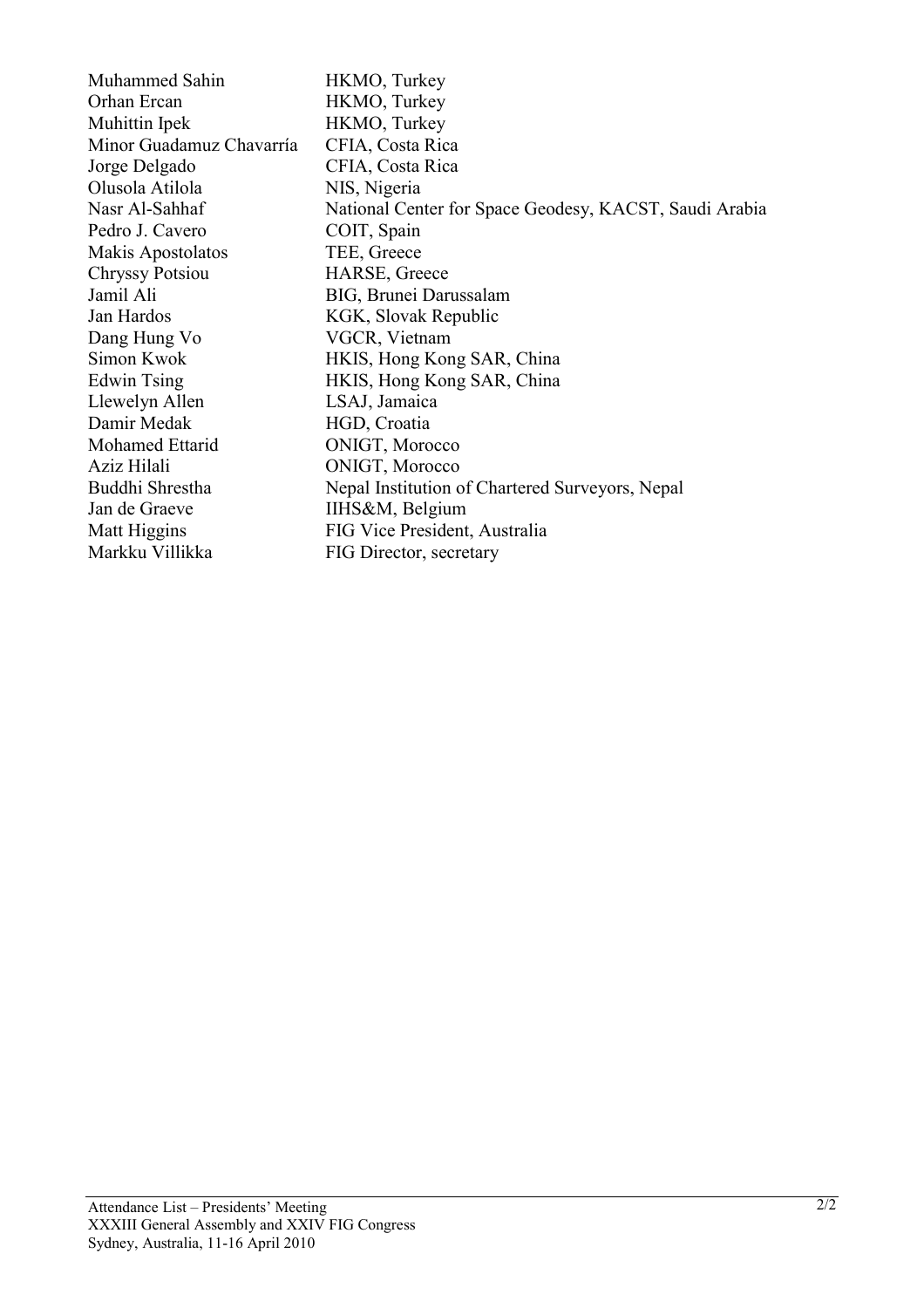| | |
|---|---|
| Muhammed Sahin | HKMO, Turkey |
| Orhan Ercan | HKMO, Turkey |
| Muhittin Ipek | HKMO, Turkey |
| Minor Guadamuz Chavarría | CFIA, Costa Rica |
| Jorge Delgado | CFIA, Costa Rica |
| Olusola Atilola | NIS, Nigeria |
| Nasr Al-Sahhaf | National Center for Space Geodesy, KACST, Saudi Arabia |
| Pedro J. Cavero | COIT, Spain |
| Makis Apostolatos | TEE, Greece |
| Chryssy Potsiou | HARSE, Greece |
| Jamil Ali | BIG, Brunei Darussalam |
| Jan Hardos | KGK, Slovak Republic |
| Dang Hung Vo | VGCR, Vietnam |
| Simon Kwok | HKIS, Hong Kong SAR, China |
| Edwin Tsing | HKIS, Hong Kong SAR, China |
| Llewelyn Allen | LSAJ, Jamaica |
| Damir Medak | HGD, Croatia |
| Mohamed Ettarid | ONIGT, Morocco |
| Aziz Hilali | ONIGT, Morocco |
| Buddhi Shrestha | Nepal Institution of Chartered Surveyors, Nepal |
| Jan de Graeve | IIHS&M, Belgium |
| Matt Higgins | FIG Vice President, Australia |
| Markku Villikka | FIG Director, secretary |